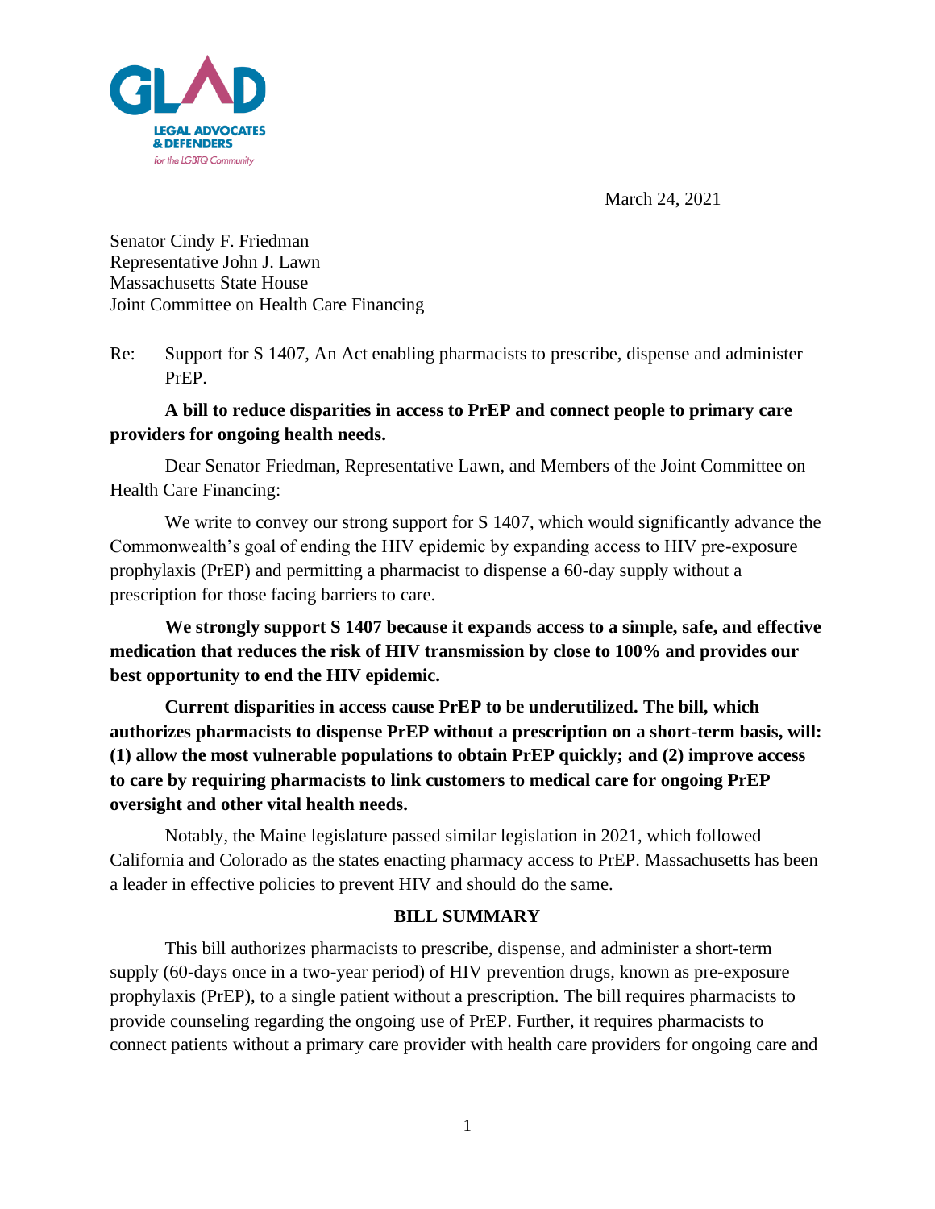GLAD

LEGAL ADVOCATES & DEFENDERS

*for the LGBTQ Community*

March 24, 2021

Senator Cindy F. Friedman
Representative John J. Lawn
Massachusetts State House
Joint Committee on Health Care Financing

Re: Support for S 1407, An Act enabling pharmacists to prescribe, dispense and administer PrEP.

**A bill to reduce disparities in access to PrEP and connect people to primary care providers for ongoing health needs.**

Dear Senator Friedman, Representative Lawn, and Members of the Joint Committee on Health Care Financing:

We write to convey our strong support for S 1407, which would significantly advance the Commonwealth's goal of ending the HIV epidemic by expanding access to HIV pre-exposure prophylaxis (PrEP) and permitting a pharmacist to dispense a 60-day supply without a prescription for those facing barriers to care.

**We strongly support S 1407 because it expands access to a simple, safe, and effective medication that reduces the risk of HIV transmission by close to 100% and provides our best opportunity to end the HIV epidemic.**

**Current disparities in access cause PrEP to be underutilized. The bill, which authorizes pharmacists to dispense PrEP without a prescription on a short-term basis, will: (1) allow the most vulnerable populations to obtain PrEP quickly; and (2) improve access to care by requiring pharmacists to link customers to medical care for ongoing PrEP oversight and other vital health needs.**

Notably, the Maine legislature passed similar legislation in 2021, which followed California and Colorado as the states enacting pharmacy access to PrEP. Massachusetts has been a leader in effective policies to prevent HIV and should do the same.

## BILL SUMMARY

This bill authorizes pharmacists to prescribe, dispense, and administer a short-term supply (60-days once in a two-year period) of HIV prevention drugs, known as pre-exposure prophylaxis (PrEP), to a single patient without a prescription. The bill requires pharmacists to provide counseling regarding the ongoing use of PrEP. Further, it requires pharmacists to connect patients without a primary care provider with health care providers for ongoing care and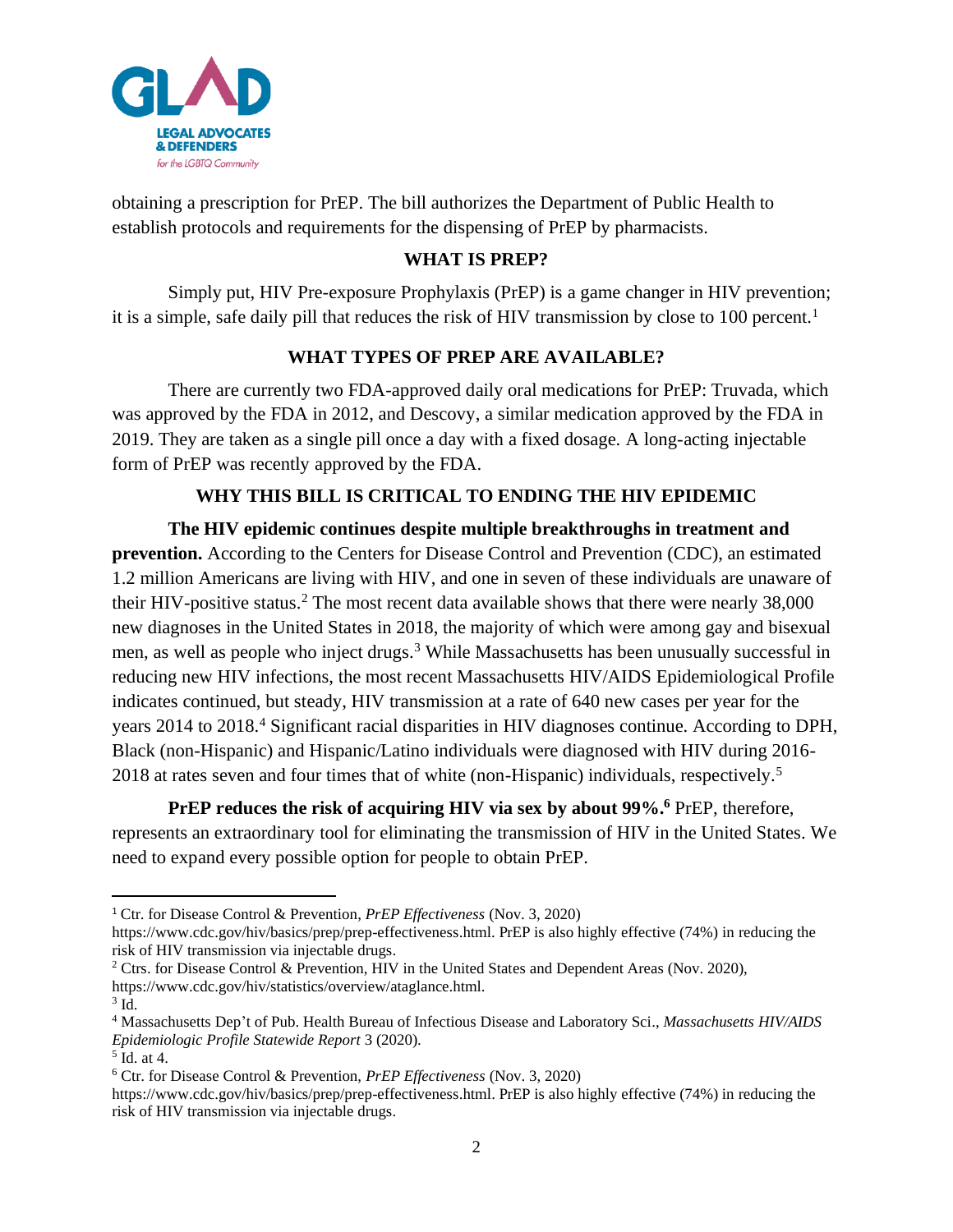obtaining a prescription for PrEP. The bill authorizes the Department of Public Health to establish protocols and requirements for the dispensing of PrEP by pharmacists.

## WHAT IS PREP?

Simply put, HIV Pre-exposure Prophylaxis (PrEP) is a game changer in HIV prevention; it is a simple, safe daily pill that reduces the risk of HIV transmission by close to 100 percent.[1]

## WHAT TYPES OF PREP ARE AVAILABLE?

There are currently two FDA-approved daily oral medications for PrEP: Truvada, which was approved by the FDA in 2012, and Descovy, a similar medication approved by the FDA in 2019. They are taken as a single pill once a day with a fixed dosage. A long-acting injectable form of PrEP was recently approved by the FDA.

## WHY THIS BILL IS CRITICAL TO ENDING THE HIV EPIDEMIC

**The HIV epidemic continues despite multiple breakthroughs in treatment and prevention.** According to the Centers for Disease Control and Prevention (CDC), an estimated 1.2 million Americans are living with HIV, and one in seven of these individuals are unaware of their HIV-positive status.[2] The most recent data available shows that there were nearly 38,000 new diagnoses in the United States in 2018, the majority of which were among gay and bisexual men, as well as people who inject drugs.[3] While Massachusetts has been unusually successful in reducing new HIV infections, the most recent Massachusetts HIV/AIDS Epidemiological Profile indicates continued, but steady, HIV transmission at a rate of 640 new cases per year for the years 2014 to 2018.[4] Significant racial disparities in HIV diagnoses continue. According to DPH, Black (non-Hispanic) and Hispanic/Latino individuals were diagnosed with HIV during 2016-2018 at rates seven and four times that of white (non-Hispanic) individuals, respectively.[5]

**PrEP reduces the risk of acquiring HIV via sex by about 99%.[6]** PrEP, therefore, represents an extraordinary tool for eliminating the transmission of HIV in the United States. We need to expand every possible option for people to obtain PrEP.

---

[1] Ctr. for Disease Control & Prevention, *PrEP Effectiveness* (Nov. 3, 2020) https://www.cdc.gov/hiv/basics/prep/prep-effectiveness.html. PrEP is also highly effective (74%) in reducing the risk of HIV transmission via injectable drugs.

[2] Ctrs. for Disease Control & Prevention, HIV in the United States and Dependent Areas (Nov. 2020), https://www.cdc.gov/hiv/statistics/overview/ataglance.html.

[3] Id.

[4] Massachusetts Dep't of Pub. Health Bureau of Infectious Disease and Laboratory Sci., *Massachusetts HIV/AIDS Epidemiologic Profile Statewide Report* 3 (2020).

[5] Id. at 4.

[6] Ctr. for Disease Control & Prevention, *PrEP Effectiveness* (Nov. 3, 2020) https://www.cdc.gov/hiv/basics/prep/prep-effectiveness.html. PrEP is also highly effective (74%) in reducing the risk of HIV transmission via injectable drugs.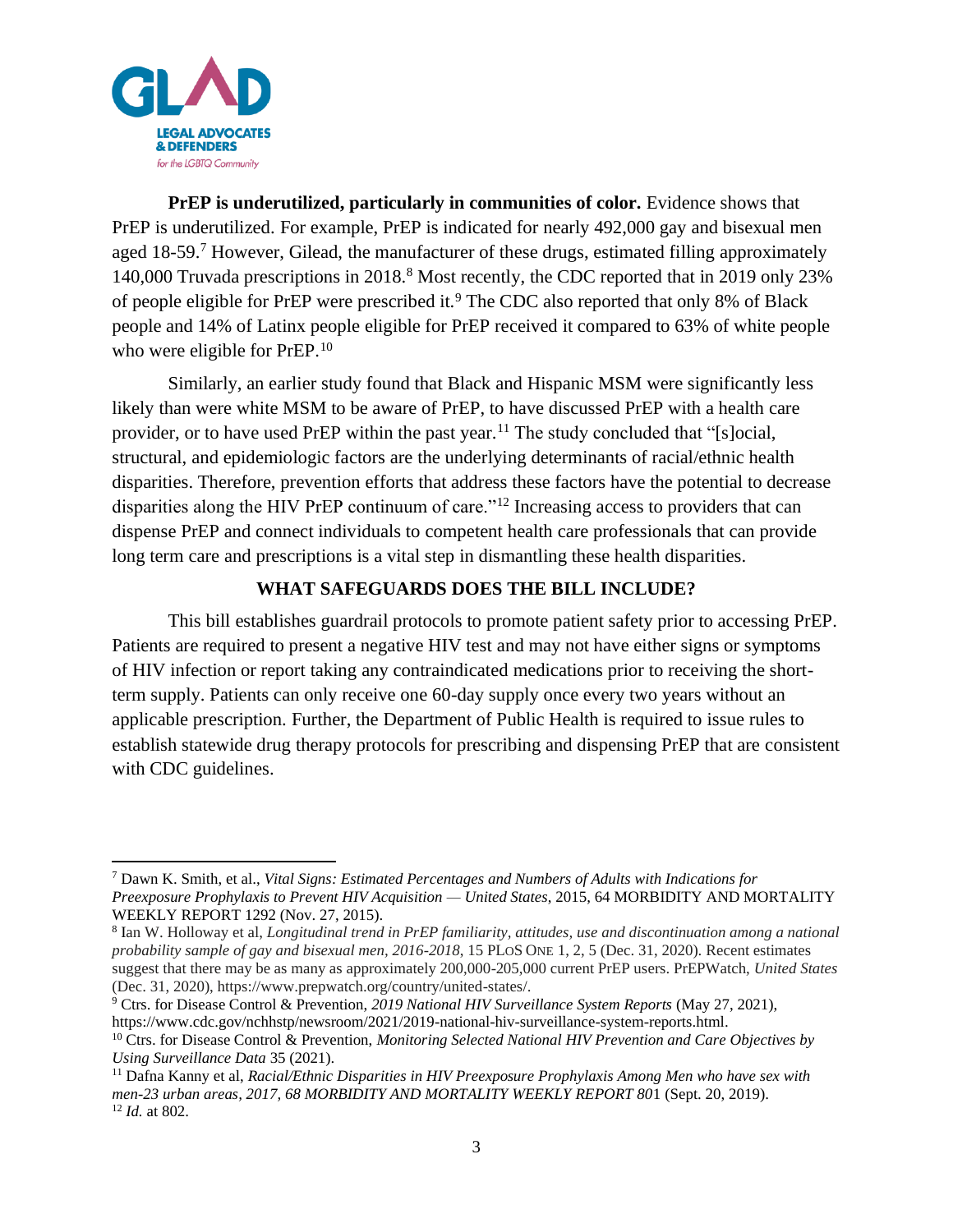**PrEP is underutilized, particularly in communities of color.** Evidence shows that PrEP is underutilized. For example, PrEP is indicated for nearly 492,000 gay and bisexual men aged 18-59.[7] However, Gilead, the manufacturer of these drugs, estimated filling approximately 140,000 Truvada prescriptions in 2018.[8] Most recently, the CDC reported that in 2019 only 23% of people eligible for PrEP were prescribed it.[9] The CDC also reported that only 8% of Black people and 14% of Latinx people eligible for PrEP received it compared to 63% of white people who were eligible for PrEP.[10]

Similarly, an earlier study found that Black and Hispanic MSM were significantly less likely than were white MSM to be aware of PrEP, to have discussed PrEP with a health care provider, or to have used PrEP within the past year.[11] The study concluded that "[s]ocial, structural, and epidemiologic factors are the underlying determinants of racial/ethnic health disparities. Therefore, prevention efforts that address these factors have the potential to decrease disparities along the HIV PrEP continuum of care."[12] Increasing access to providers that can dispense PrEP and connect individuals to competent health care professionals that can provide long term care and prescriptions is a vital step in dismantling these health disparities.

## WHAT SAFEGUARDS DOES THE BILL INCLUDE?

This bill establishes guardrail protocols to promote patient safety prior to accessing PrEP. Patients are required to present a negative HIV test and may not have either signs or symptoms of HIV infection or report taking any contraindicated medications prior to receiving the short-term supply. Patients can only receive one 60-day supply once every two years without an applicable prescription. Further, the Department of Public Health is required to issue rules to establish statewide drug therapy protocols for prescribing and dispensing PrEP that are consistent with CDC guidelines.

---

[7] Dawn K. Smith, et al., *Vital Signs: Estimated Percentages and Numbers of Adults with Indications for Preexposure Prophylaxis to Prevent HIV Acquisition — United States*, 2015, 64 MORBIDITY AND MORTALITY WEEKLY REPORT 1292 (Nov. 27, 2015).

[8] Ian W. Holloway et al, *Longitudinal trend in PrEP familiarity, attitudes, use and discontinuation among a national probability sample of gay and bisexual men, 2016-2018*, 15 PLOS ONE 1, 2, 5 (Dec. 31, 2020). Recent estimates suggest that there may be as many as approximately 200,000-205,000 current PrEP users. PrEPWatch, *United States* (Dec. 31, 2020), https://www.prepwatch.org/country/united-states/.

[9] Ctrs. for Disease Control & Prevention, *2019 National HIV Surveillance System Reports* (May 27, 2021), https://www.cdc.gov/nchhstp/newsroom/2021/2019-national-hiv-surveillance-system-reports.html.

[10] Ctrs. for Disease Control & Prevention, *Monitoring Selected National HIV Prevention and Care Objectives by Using Surveillance Data* 35 (2021).

[11] Dafna Kanny et al, *Racial/Ethnic Disparities in HIV Preexposure Prophylaxis Among Men who have sex with men-23 urban areas, 2017, 68 MORBIDITY AND MORTALITY WEEKLY REPORT 80*1 (Sept. 20, 2019).

[12] *Id.* at 802.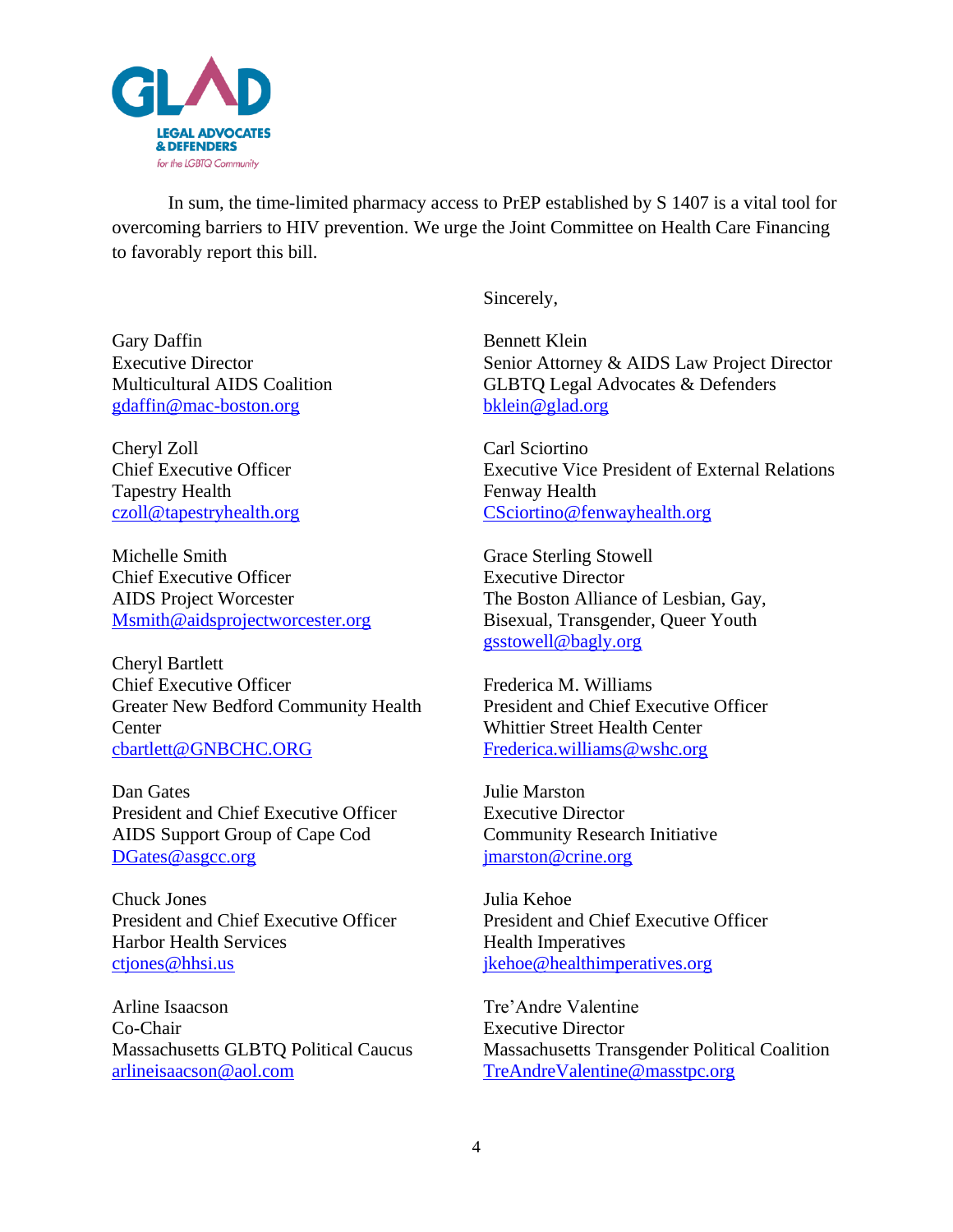In sum, the time-limited pharmacy access to PrEP established by S 1407 is a vital tool for overcoming barriers to HIV prevention. We urge the Joint Committee on Health Care Financing to favorably report this bill.

Sincerely,

Bennett Klein
Senior Attorney & AIDS Law Project Director
GLBTQ Legal Advocates & Defenders
bklein@glad.org

Gary Daffin
Executive Director
Multicultural AIDS Coalition
gdaffin@mac-boston.org

Carl Sciortino
Executive Vice President of External Relations
Fenway Health
CSciortino@fenwayhealth.org

Cheryl Zoll
Chief Executive Officer
Tapestry Health
czoll@tapestryhealth.org

Grace Sterling Stowell
Executive Director
The Boston Alliance of Lesbian, Gay, Bisexual, Transgender, Queer Youth
gsstowell@bagly.org

Michelle Smith
Chief Executive Officer
AIDS Project Worcester
Msmith@aidsprojectworcester.org

Frederica M. Williams
President and Chief Executive Officer
Whittier Street Health Center
Frederica.williams@wshc.org

Cheryl Bartlett
Chief Executive Officer
Greater New Bedford Community Health Center
cbartlett@GNBCHC.ORG

Julie Marston
Executive Director
Community Research Initiative
jmarston@crine.org

Dan Gates
President and Chief Executive Officer
AIDS Support Group of Cape Cod
DGates@asgcc.org

Julia Kehoe
President and Chief Executive Officer
Health Imperatives
jkehoe@healthimperatives.org

Chuck Jones
President and Chief Executive Officer
Harbor Health Services
ctjones@hhsi.us

Tre'Andre Valentine
Executive Director
Massachusetts Transgender Political Coalition
TreAndreValentine@masstpc.org

Arline Isaacson
Co-Chair
Massachusetts GLBTQ Political Caucus
arlineisaacson@aol.com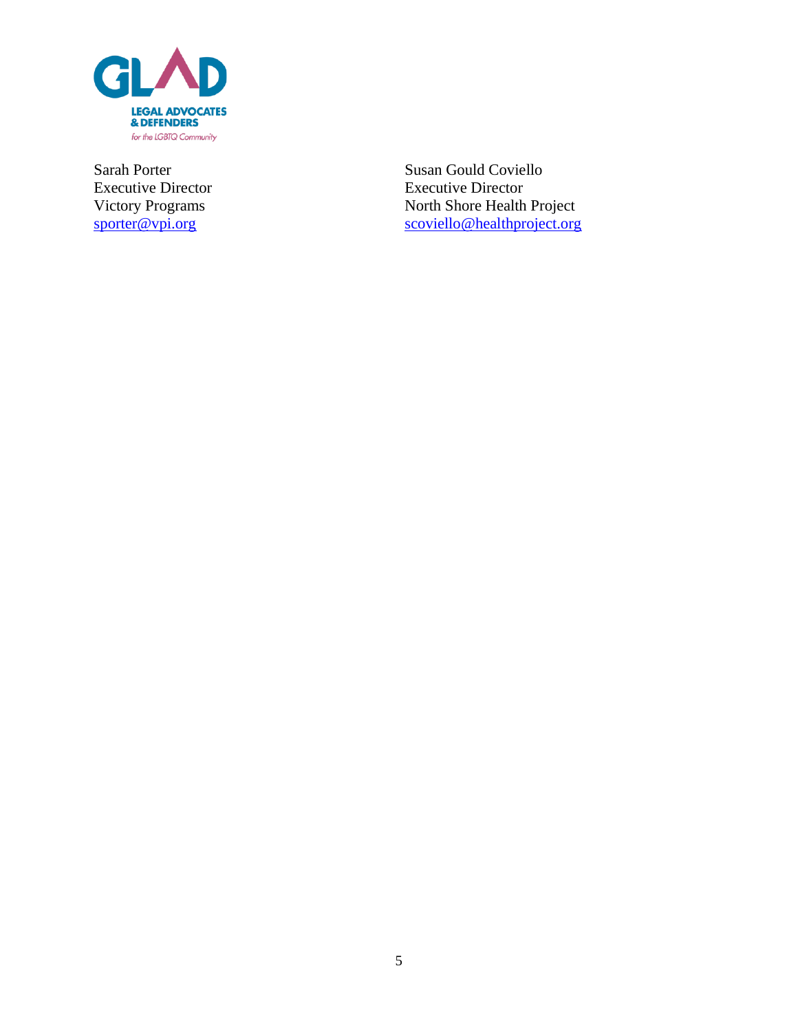GLAD

LEGAL ADVOCATES & DEFENDERS

*for the LGBTQ Community*

Sarah Porter
Executive Director
Victory Programs
sporter@vpi.org

Susan Gould Coviello
Executive Director
North Shore Health Project
scoviello@healthproject.org